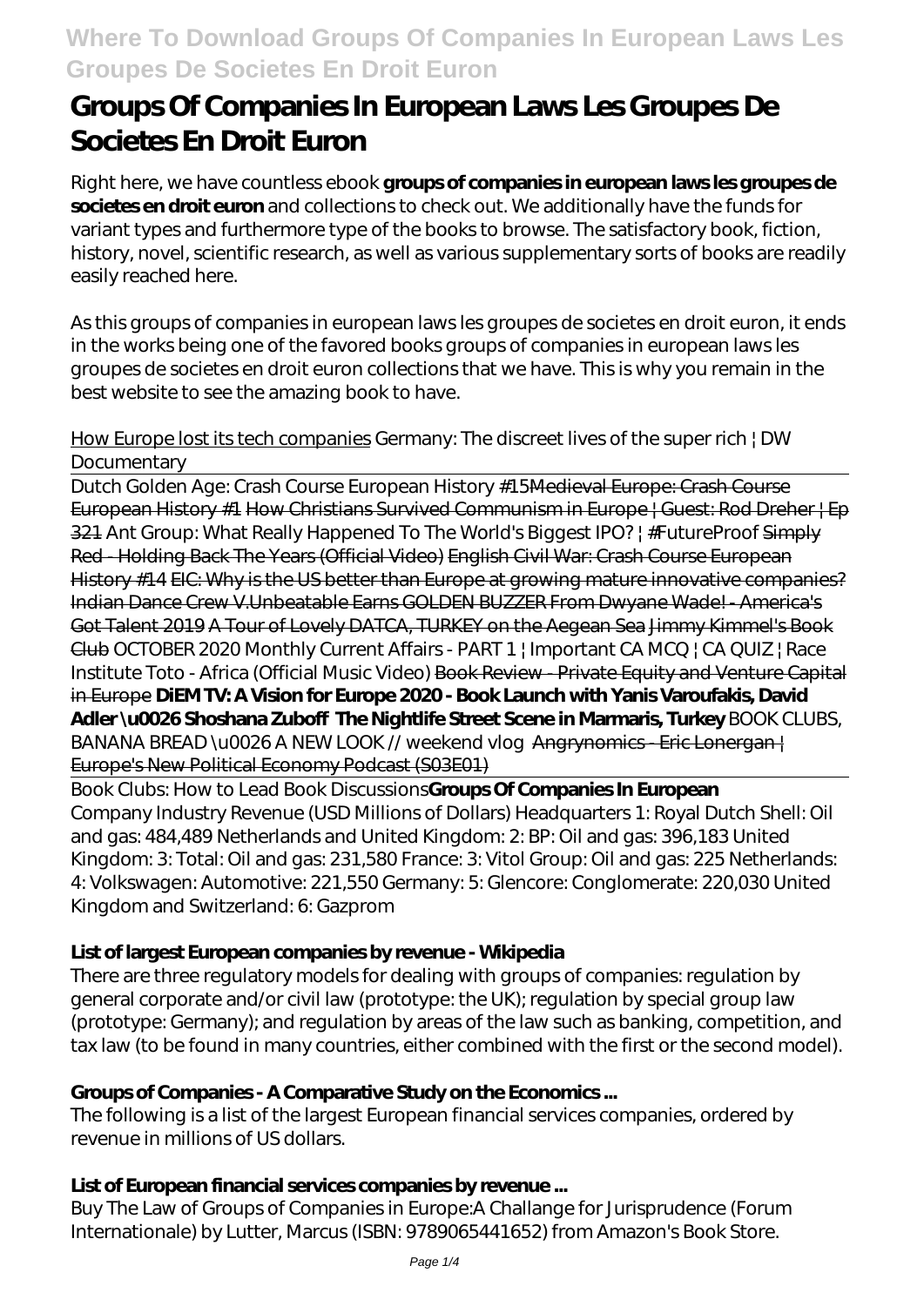# Groups Of Companies In European Laws Les Groupes De Societes En Droit Euron

Right here, we have countless ebook **groups of companies in european laws les groupes de societes en droit euron** and collections to check out. We additionally have the funds for variant types and furthermore type of the books to browse. The satisfactory book, fiction, history, novel, scientific research, as well as various supplementary sorts of books are readily easily reached here.

As this groups of companies in european laws les groupes de societes en droit euron, it ends in the works being one of the favored books groups of companies in european laws les groupes de societes en droit euron collections that we have. This is why you remain in the best website to see the amazing book to have.

How Europe lost its tech companies *Germany: The discreet lives of the super rich | DW Documentary*

Dutch Golden Age: Crash Course European History #15~~Medieval Europe: Crash Course European History #1~~ ~~How Christians Survived Communism in Europe | Guest: Rod Dreher | Ep 321~~ *Ant Group: What Really Happened To The World's Biggest IPO? | #FutureProof* ~~Simply Red - Holding Back The Years (Official Video)~~ ~~English Civil War: Crash Course European History #14~~ ~~EIC: Why is the US better than Europe at growing mature innovative companies?~~ ~~Indian Dance Crew V.Unbeatable Earns GOLDEN BUZZER From Dwyane Wade! - America's Got Talent 2019~~ ~~A Tour of Lovely DATCA, TURKEY on the Aegean Sea~~ ~~Jimmy Kimmel's Book Club~~ *OCTOBER 2020 Monthly Current Affairs - PART 1 | Important CA MCQ | CA QUIZ | Race Institute* *Toto - Africa (Official Music Video)* ~~Book Review - Private Equity and Venture Capital in Europe~~ **DiEM TV: A Vision for Europe 2020 - Book Launch with Yanis Varoufakis, David Adler \u0026 Shoshana Zuboff** **The Nightlife Street Scene in Marmaris, Turkey** *BOOK CLUBS, BANANA BREAD \u0026 A NEW LOOK // weekend vlog* ~~Angrynomics - Eric Lonergan | Europe's New Political Economy Podcast (S03E01)~~

Book Clubs: How to Lead Book Discussions**Groups Of Companies In European**

Company Industry Revenue (USD Millions of Dollars) Headquarters 1: Royal Dutch Shell: Oil and gas: 484,489 Netherlands and United Kingdom: 2: BP: Oil and gas: 396,183 United Kingdom: 3: Total: Oil and gas: 231,580 France: 3: Vitol Group: Oil and gas: 225 Netherlands: 4: Volkswagen: Automotive: 221,550 Germany: 5: Glencore: Conglomerate: 220,030 United Kingdom and Switzerland: 6: Gazprom

## List of largest European companies by revenue - Wikipedia

There are three regulatory models for dealing with groups of companies: regulation by general corporate and/or civil law (prototype: the UK); regulation by special group law (prototype: Germany); and regulation by areas of the law such as banking, competition, and tax law (to be found in many countries, either combined with the first or the second model).

## Groups of Companies - A Comparative Study on the Economics ...

The following is a list of the largest European financial services companies, ordered by revenue in millions of US dollars.

## List of European financial services companies by revenue ...

Buy The Law of Groups of Companies in Europe:A Challange for Jurisprudence (Forum Internationale) by Lutter, Marcus (ISBN: 9789065441652) from Amazon's Book Store.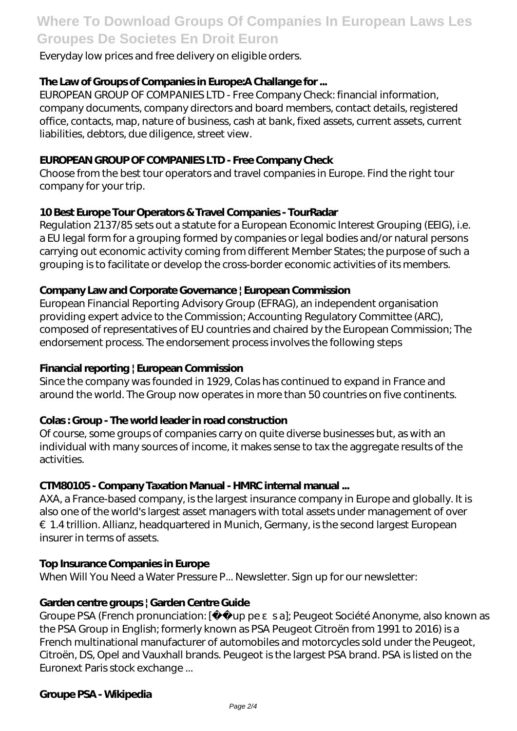Everyday low prices and free delivery on eligible orders.

**The Law of Groups of Companies in Europe:A Challange for ...**

EUROPEAN GROUP OF COMPANIES LTD - Free Company Check: financial information, company documents, company directors and board members, contact details, registered office, contacts, map, nature of business, cash at bank, fixed assets, current assets, current liabilities, debtors, due diligence, street view.

**EUROPEAN GROUP OF COMPANIES LTD - Free Company Check**

Choose from the best tour operators and travel companies in Europe. Find the right tour company for your trip.

**10 Best Europe Tour Operators & Travel Companies - TourRadar**

Regulation 2137/85 sets out a statute for a European Economic Interest Grouping (EEIG), i.e. a EU legal form for a grouping formed by companies or legal bodies and/or natural persons carrying out economic activity coming from different Member States; the purpose of such a grouping is to facilitate or develop the cross-border economic activities of its members.

**Company Law and Corporate Governance | European Commission**

European Financial Reporting Advisory Group (EFRAG), an independent organisation providing expert advice to the Commission; Accounting Regulatory Committee (ARC), composed of representatives of EU countries and chaired by the European Commission; The endorsement process. The endorsement process involves the following steps

**Financial reporting | European Commission**

Since the company was founded in 1929, Colas has continued to expand in France and around the world. The Group now operates in more than 50 countries on five continents.

**Colas : Group - The world leader in road construction**

Of course, some groups of companies carry on quite diverse businesses but, as with an individual with many sources of income, it makes sense to tax the aggregate results of the activities.

**CTM80105 - Company Taxation Manual - HMRC internal manual ...**

AXA, a France-based company, is the largest insurance company in Europe and globally. It is also one of the world's largest asset managers with total assets under management of over €1.4 trillion. Allianz, headquartered in Munich, Germany, is the second largest European insurer in terms of assets.

**Top Insurance Companies in Europe**

When Will You Need a Water Pressure P... Newsletter. Sign up for our newsletter:

**Garden centre groups | Garden Centre Guide**

Groupe PSA (French pronunciation: [ up pe s a]; Peugeot Société Anonyme, also known as the PSA Group in English; formerly known as PSA Peugeot Citroën from 1991 to 2016) is a French multinational manufacturer of automobiles and motorcycles sold under the Peugeot, Citroën, DS, Opel and Vauxhall brands. Peugeot is the largest PSA brand. PSA is listed on the Euronext Paris stock exchange ...

**Groupe PSA - Wikipedia**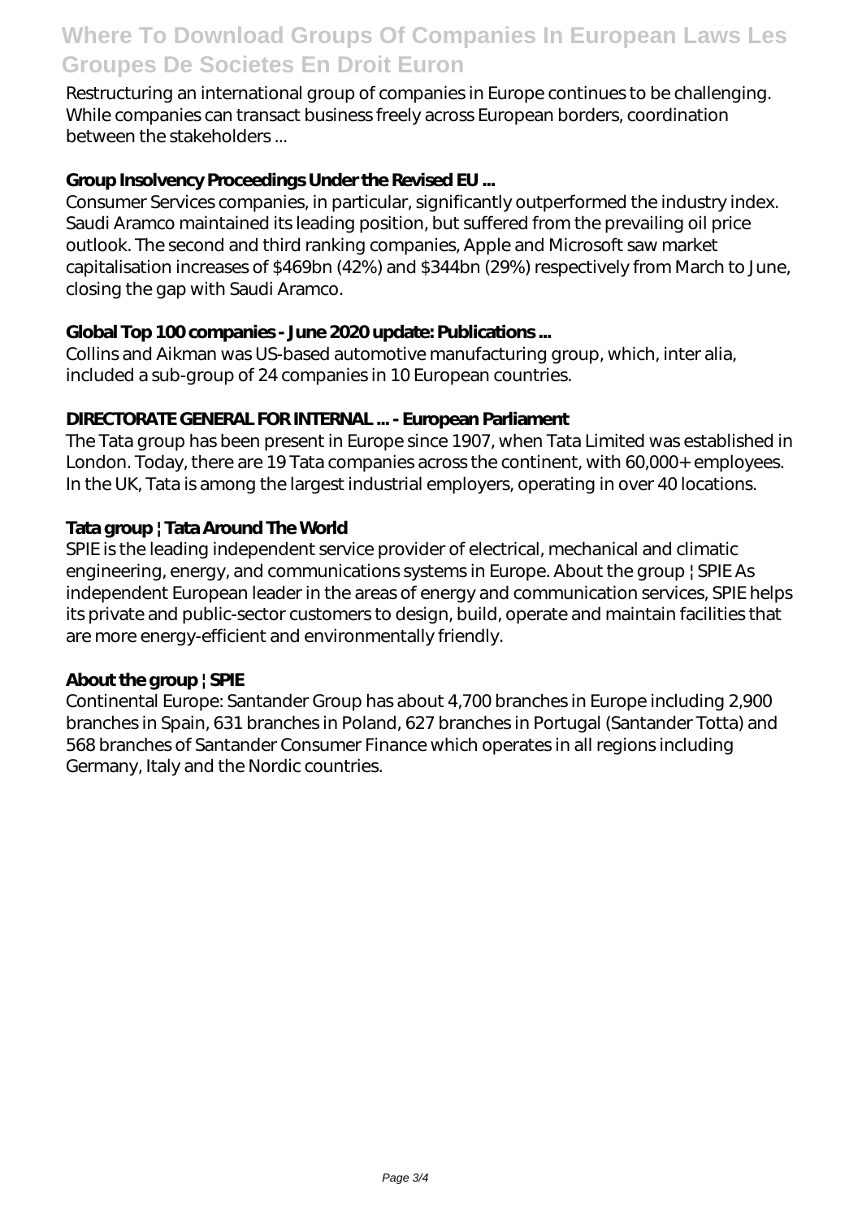Restructuring an international group of companies in Europe continues to be challenging. While companies can transact business freely across European borders, coordination between the stakeholders ...

**Group Insolvency Proceedings Under the Revised EU ...**

Consumer Services companies, in particular, significantly outperformed the industry index. Saudi Aramco maintained its leading position, but suffered from the prevailing oil price outlook. The second and third ranking companies, Apple and Microsoft saw market capitalisation increases of $469bn (42%) and $344bn (29%) respectively from March to June, closing the gap with Saudi Aramco.

**Global Top 100 companies - June 2020 update: Publications ...**

Collins and Aikman was US-based automotive manufacturing group, which, inter alia, included a sub-group of 24 companies in 10 European countries.

**DIRECTORATE GENERAL FOR INTERNAL ... - European Parliament**

The Tata group has been present in Europe since 1907, when Tata Limited was established in London. Today, there are 19 Tata companies across the continent, with 60,000+ employees. In the UK, Tata is among the largest industrial employers, operating in over 40 locations.

**Tata group | Tata Around The World**

SPIE is the leading independent service provider of electrical, mechanical and climatic engineering, energy, and communications systems in Europe. About the group | SPIE As independent European leader in the areas of energy and communication services, SPIE helps its private and public-sector customers to design, build, operate and maintain facilities that are more energy-efficient and environmentally friendly.

**About the group | SPIE**

Continental Europe: Santander Group has about 4,700 branches in Europe including 2,900 branches in Spain, 631 branches in Poland, 627 branches in Portugal (Santander Totta) and 568 branches of Santander Consumer Finance which operates in all regions including Germany, Italy and the Nordic countries.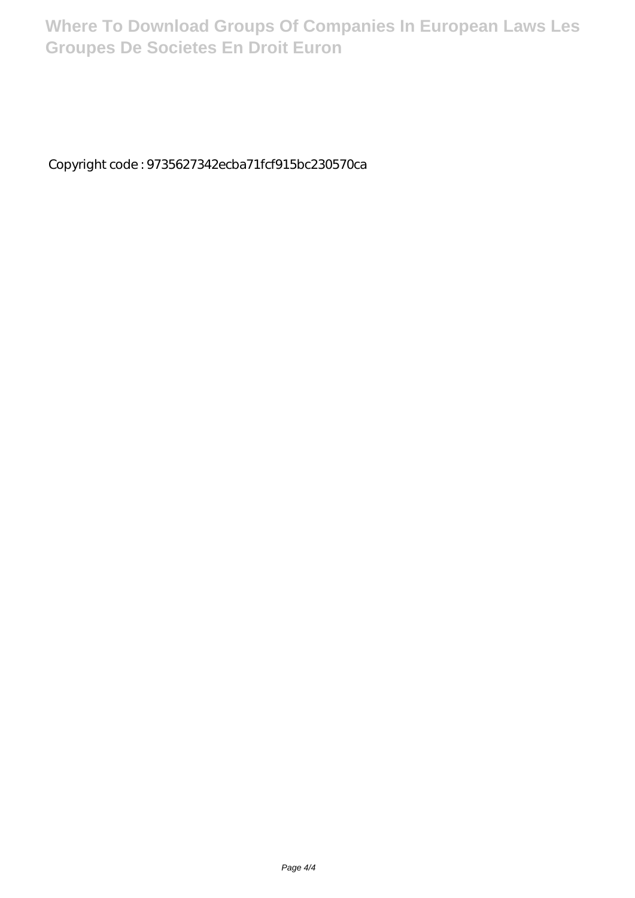Copyright code : 9735627342ecba71fcf915bc230570ca